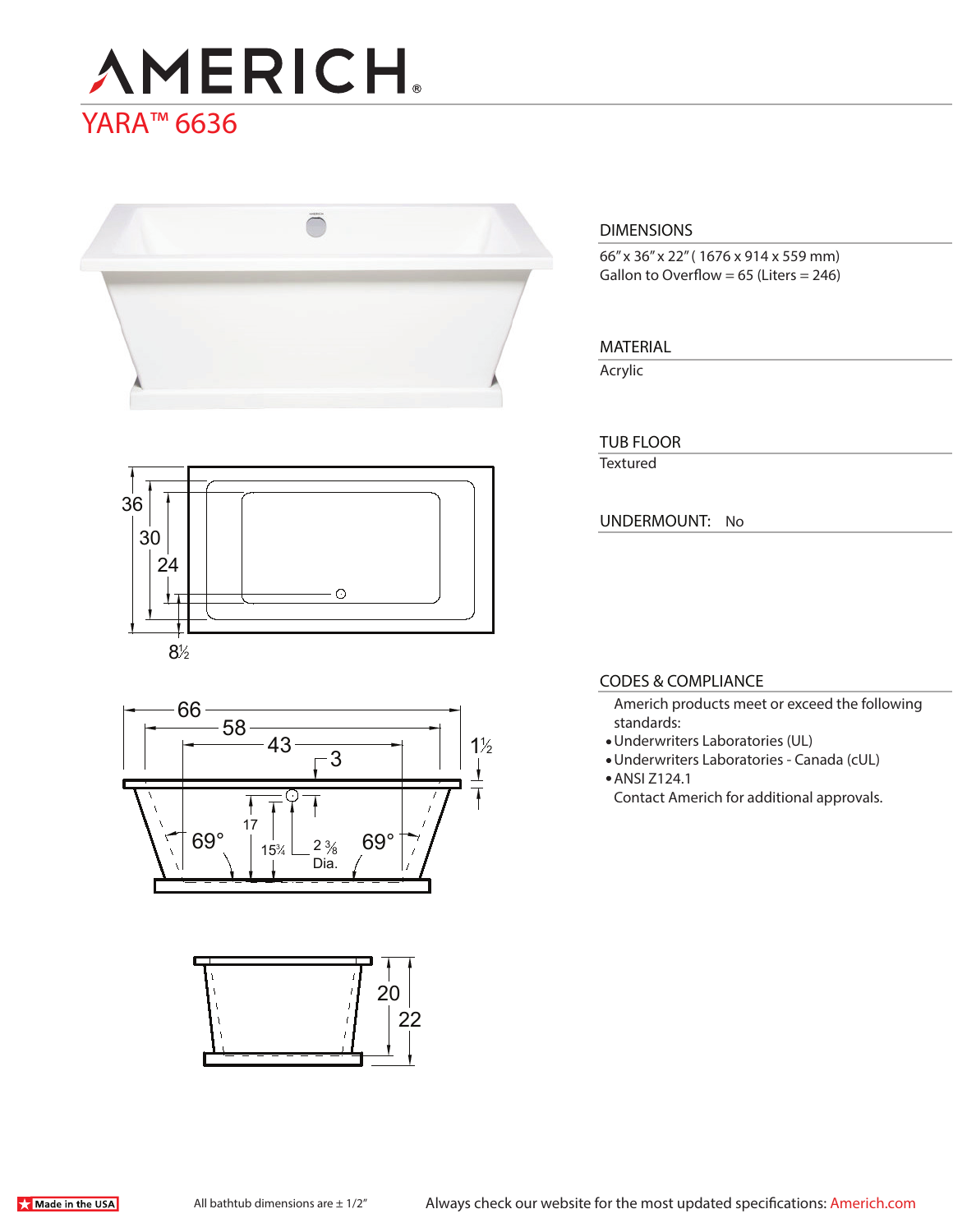# AMERICH®

## YARA™ 6636

### DIMENSIONS

66" x 36" x 22" ( 1676 x 914 x 559 mm)
Gallon to Overflow = 65 (Liters = 246)

### MATERIAL

Acrylic

### TUB FLOOR

Textured

### UNDERMOUNT: No

36
30
24
8½

66
58
43
3
1½
17
15¾
2 ⅜ Dia.
69°
69°

20
22

### CODES & COMPLIANCE

Americh products meet or exceed the following standards:

- Underwriters Laboratories (UL)
- Underwriters Laboratories - Canada (cUL)
- ANSI Z124.1

Contact Americh for additional approvals.

Made in the USA

All bathtub dimensions are ± 1/2"

Always check our website for the most updated specifications: Americh.com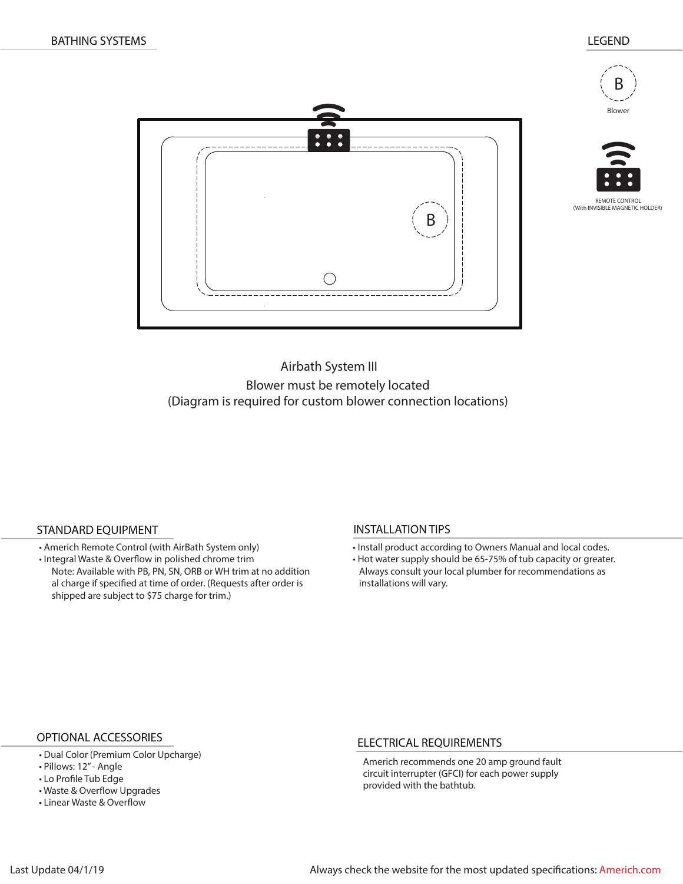## BATHING SYSTEMS

## LEGEND

B
Blower

REMOTE CONTROL
(With INVISIBLE MAGNETIC HOLDER)

B

Airbath System III
Blower must be remotely located
(Diagram is required for custom blower connection locations)

## STANDARD EQUIPMENT

- Americh Remote Control (with AirBath System only)
- Integral Waste & Overflow in polished chrome trim
  Note: Available with PB, PN, SN, ORB or WH trim at no addition al charge if specified at time of order. (Requests after order is shipped are subject to $75 charge for trim.)

## INSTALLATION TIPS

- Install product according to Owners Manual and local codes.
- Hot water supply should be 65-75% of tub capacity or greater. Always consult your local plumber for recommendations as installations will vary.

## OPTIONAL ACCESSORIES

- Dual Color (Premium Color Upcharge)
- Pillows: 12" - Angle
- Lo Profile Tub Edge
- Waste & Overflow Upgrades
- Linear Waste & Overflow

## ELECTRICAL REQUIREMENTS

Americh recommends one 20 amp ground fault circuit interrupter (GFCI) for each power supply provided with the bathtub.

Last Update 04/1/19

Always check the website for the most updated specifications: Americh.com